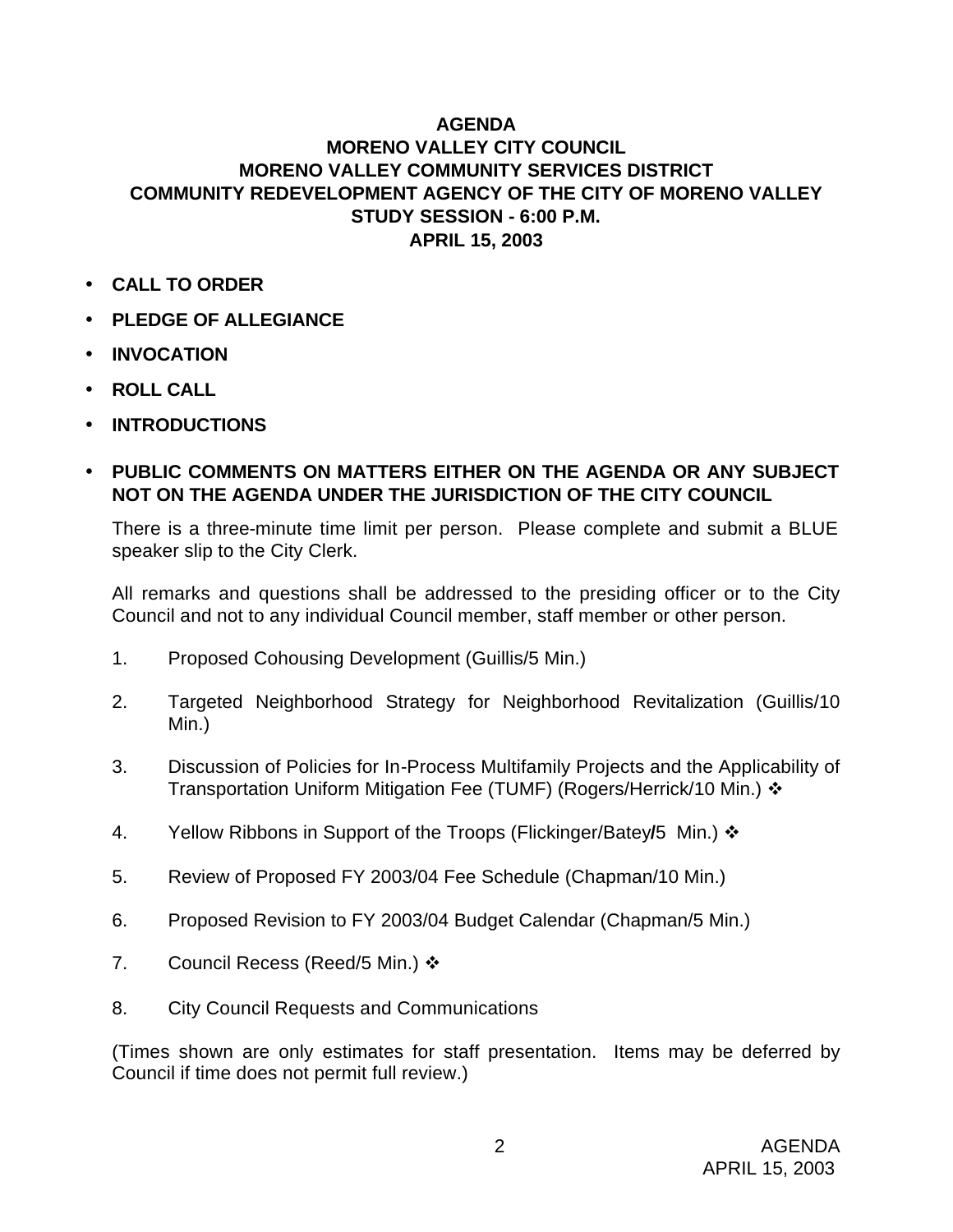# AGENDA
## MORENO VALLEY CITY COUNCIL
## MORENO VALLEY COMMUNITY SERVICES DISTRICT
## COMMUNITY REDEVELOPMENT AGENCY OF THE CITY OF MORENO VALLEY
## STUDY SESSION - 6:00 P.M.
## APRIL 15, 2003

- **CALL TO ORDER**
- **PLEDGE OF ALLEGIANCE**
- **INVOCATION**
- **ROLL CALL**
- **INTRODUCTIONS**
- **PUBLIC COMMENTS ON MATTERS EITHER ON THE AGENDA OR ANY SUBJECT NOT ON THE AGENDA UNDER THE JURISDICTION OF THE CITY COUNCIL**

  There is a three-minute time limit per person. Please complete and submit a BLUE speaker slip to the City Clerk.

  All remarks and questions shall be addressed to the presiding officer or to the City Council and not to any individual Council member, staff member or other person.

1. Proposed Cohousing Development (Guillis/5 Min.)
2. Targeted Neighborhood Strategy for Neighborhood Revitalization (Guillis/10 Min.)
3. Discussion of Policies for In-Process Multifamily Projects and the Applicability of Transportation Uniform Mitigation Fee (TUMF) (Rogers/Herrick/10 Min.) ❖
4. Yellow Ribbons in Support of the Troops (Flickinger/Batey/5 Min.) ❖
5. Review of Proposed FY 2003/04 Fee Schedule (Chapman/10 Min.)
6. Proposed Revision to FY 2003/04 Budget Calendar (Chapman/5 Min.)
7. Council Recess (Reed/5 Min.) ❖
8. City Council Requests and Communications

(Times shown are only estimates for staff presentation. Items may be deferred by Council if time does not permit full review.)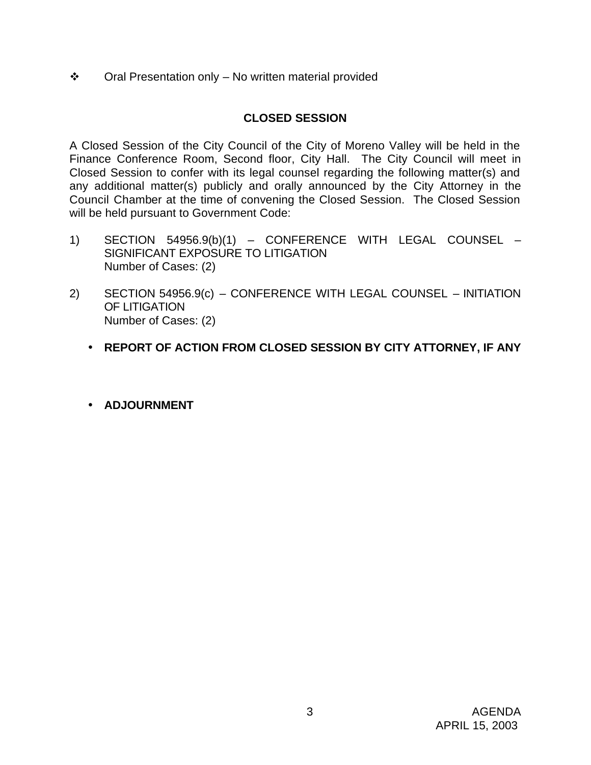❖ Oral Presentation only – No written material provided

**CLOSED SESSION**

A Closed Session of the City Council of the City of Moreno Valley will be held in the Finance Conference Room, Second floor, City Hall. The City Council will meet in Closed Session to confer with its legal counsel regarding the following matter(s) and any additional matter(s) publicly and orally announced by the City Attorney in the Council Chamber at the time of convening the Closed Session. The Closed Session will be held pursuant to Government Code:

1) SECTION 54956.9(b)(1) – CONFERENCE WITH LEGAL COUNSEL – SIGNIFICANT EXPOSURE TO LITIGATION
   Number of Cases: (2)

2) SECTION 54956.9(c) – CONFERENCE WITH LEGAL COUNSEL – INITIATION OF LITIGATION
   Number of Cases: (2)

- **REPORT OF ACTION FROM CLOSED SESSION BY CITY ATTORNEY, IF ANY**

- **ADJOURNMENT**